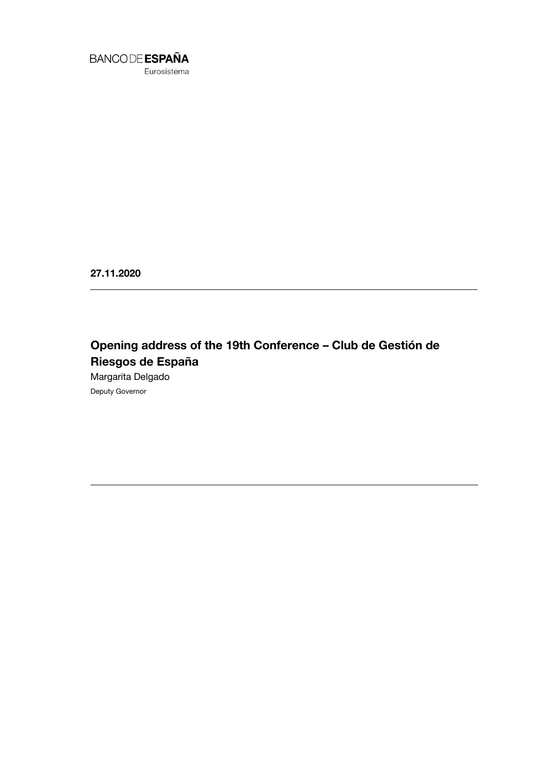BANCO DE **ESPAÑA**

Eurosistema

**27.11.2020**

# Opening address of the 19th Conference – Club de Gestión de Riesgos de España

Margarita Delgado

Deputy Governor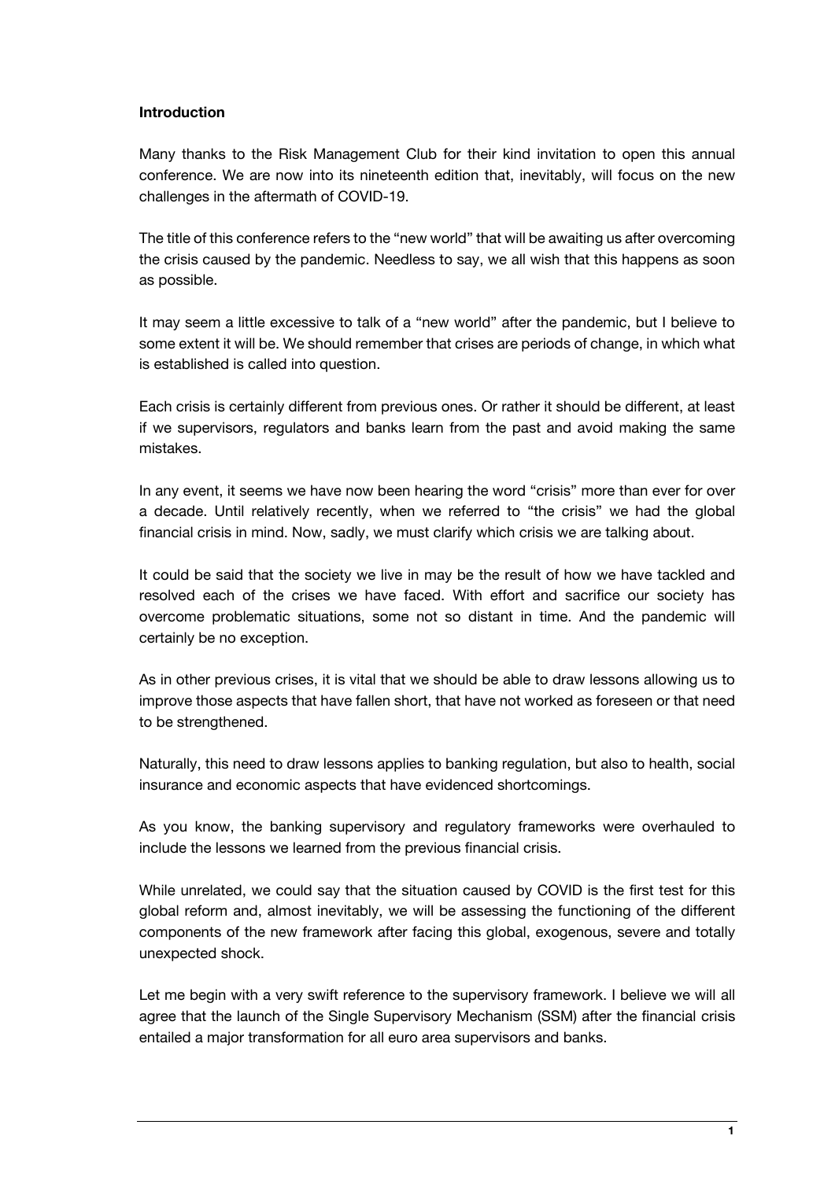**Introduction**

Many thanks to the Risk Management Club for their kind invitation to open this annual conference. We are now into its nineteenth edition that, inevitably, will focus on the new challenges in the aftermath of COVID-19.

The title of this conference refers to the "new world" that will be awaiting us after overcoming the crisis caused by the pandemic. Needless to say, we all wish that this happens as soon as possible.

It may seem a little excessive to talk of a "new world" after the pandemic, but I believe to some extent it will be. We should remember that crises are periods of change, in which what is established is called into question.

Each crisis is certainly different from previous ones. Or rather it should be different, at least if we supervisors, regulators and banks learn from the past and avoid making the same mistakes.

In any event, it seems we have now been hearing the word "crisis" more than ever for over a decade. Until relatively recently, when we referred to "the crisis" we had the global financial crisis in mind. Now, sadly, we must clarify which crisis we are talking about.

It could be said that the society we live in may be the result of how we have tackled and resolved each of the crises we have faced. With effort and sacrifice our society has overcome problematic situations, some not so distant in time. And the pandemic will certainly be no exception.

As in other previous crises, it is vital that we should be able to draw lessons allowing us to improve those aspects that have fallen short, that have not worked as foreseen or that need to be strengthened.

Naturally, this need to draw lessons applies to banking regulation, but also to health, social insurance and economic aspects that have evidenced shortcomings.

As you know, the banking supervisory and regulatory frameworks were overhauled to include the lessons we learned from the previous financial crisis.

While unrelated, we could say that the situation caused by COVID is the first test for this global reform and, almost inevitably, we will be assessing the functioning of the different components of the new framework after facing this global, exogenous, severe and totally unexpected shock.

Let me begin with a very swift reference to the supervisory framework. I believe we will all agree that the launch of the Single Supervisory Mechanism (SSM) after the financial crisis entailed a major transformation for all euro area supervisors and banks.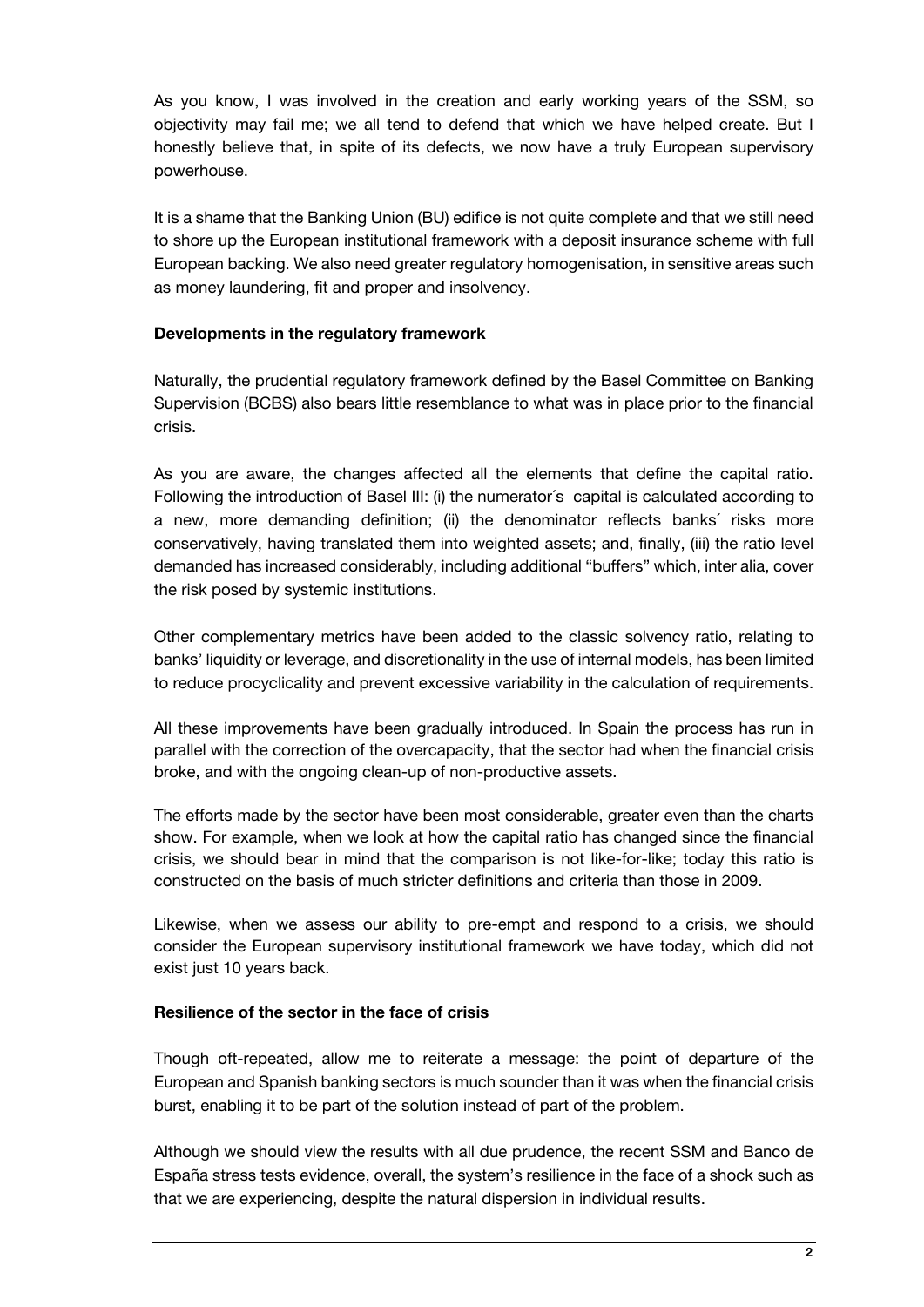As you know, I was involved in the creation and early working years of the SSM, so objectivity may fail me; we all tend to defend that which we have helped create. But I honestly believe that, in spite of its defects, we now have a truly European supervisory powerhouse.

It is a shame that the Banking Union (BU) edifice is not quite complete and that we still need to shore up the European institutional framework with a deposit insurance scheme with full European backing. We also need greater regulatory homogenisation, in sensitive areas such as money laundering, fit and proper and insolvency.

**Developments in the regulatory framework**

Naturally, the prudential regulatory framework defined by the Basel Committee on Banking Supervision (BCBS) also bears little resemblance to what was in place prior to the financial crisis.

As you are aware, the changes affected all the elements that define the capital ratio. Following the introduction of Basel III: (i) the numerator´s capital is calculated according to a new, more demanding definition; (ii) the denominator reflects banks´ risks more conservatively, having translated them into weighted assets; and, finally, (iii) the ratio level demanded has increased considerably, including additional "buffers" which, inter alia, cover the risk posed by systemic institutions.

Other complementary metrics have been added to the classic solvency ratio, relating to banks' liquidity or leverage, and discretionality in the use of internal models, has been limited to reduce procyclicality and prevent excessive variability in the calculation of requirements.

All these improvements have been gradually introduced. In Spain the process has run in parallel with the correction of the overcapacity, that the sector had when the financial crisis broke, and with the ongoing clean-up of non-productive assets.

The efforts made by the sector have been most considerable, greater even than the charts show. For example, when we look at how the capital ratio has changed since the financial crisis, we should bear in mind that the comparison is not like-for-like; today this ratio is constructed on the basis of much stricter definitions and criteria than those in 2009.

Likewise, when we assess our ability to pre-empt and respond to a crisis, we should consider the European supervisory institutional framework we have today, which did not exist just 10 years back.

**Resilience of the sector in the face of crisis**

Though oft-repeated, allow me to reiterate a message: the point of departure of the European and Spanish banking sectors is much sounder than it was when the financial crisis burst, enabling it to be part of the solution instead of part of the problem.

Although we should view the results with all due prudence, the recent SSM and Banco de España stress tests evidence, overall, the system's resilience in the face of a shock such as that we are experiencing, despite the natural dispersion in individual results.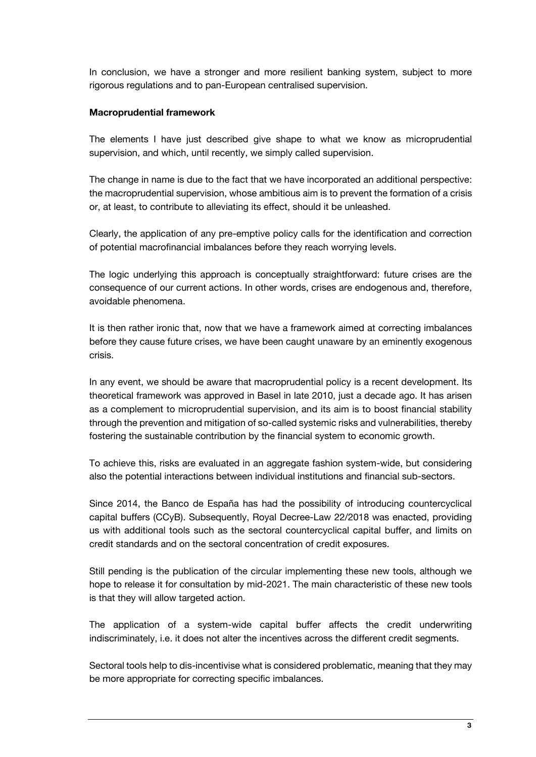In conclusion, we have a stronger and more resilient banking system, subject to more rigorous regulations and to pan-European centralised supervision.

**Macroprudential framework**

The elements I have just described give shape to what we know as microprudential supervision, and which, until recently, we simply called supervision.

The change in name is due to the fact that we have incorporated an additional perspective: the macroprudential supervision, whose ambitious aim is to prevent the formation of a crisis or, at least, to contribute to alleviating its effect, should it be unleashed.

Clearly, the application of any pre-emptive policy calls for the identification and correction of potential macrofinancial imbalances before they reach worrying levels.

The logic underlying this approach is conceptually straightforward: future crises are the consequence of our current actions. In other words, crises are endogenous and, therefore, avoidable phenomena.

It is then rather ironic that, now that we have a framework aimed at correcting imbalances before they cause future crises, we have been caught unaware by an eminently exogenous crisis.

In any event, we should be aware that macroprudential policy is a recent development. Its theoretical framework was approved in Basel in late 2010, just a decade ago. It has arisen as a complement to microprudential supervision, and its aim is to boost financial stability through the prevention and mitigation of so-called systemic risks and vulnerabilities, thereby fostering the sustainable contribution by the financial system to economic growth.

To achieve this, risks are evaluated in an aggregate fashion system-wide, but considering also the potential interactions between individual institutions and financial sub-sectors.

Since 2014, the Banco de España has had the possibility of introducing countercyclical capital buffers (CCyB). Subsequently, Royal Decree-Law 22/2018 was enacted, providing us with additional tools such as the sectoral countercyclical capital buffer, and limits on credit standards and on the sectoral concentration of credit exposures.

Still pending is the publication of the circular implementing these new tools, although we hope to release it for consultation by mid-2021. The main characteristic of these new tools is that they will allow targeted action.

The application of a system-wide capital buffer affects the credit underwriting indiscriminately, i.e. it does not alter the incentives across the different credit segments.

Sectoral tools help to dis-incentivise what is considered problematic, meaning that they may be more appropriate for correcting specific imbalances.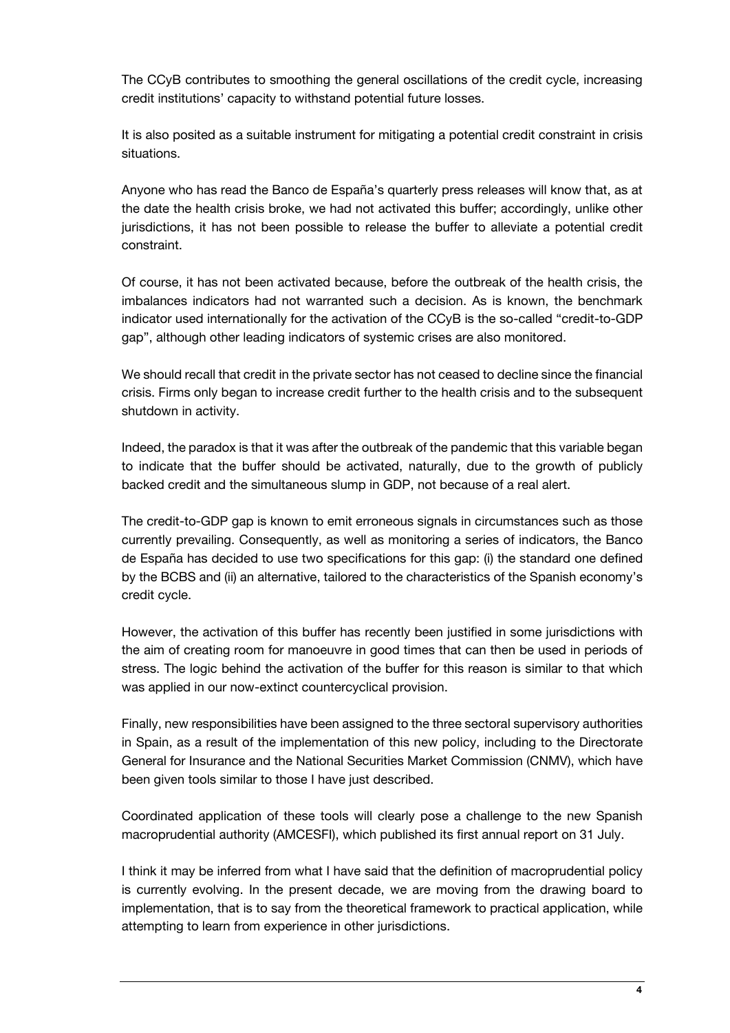The CCyB contributes to smoothing the general oscillations of the credit cycle, increasing credit institutions' capacity to withstand potential future losses.

It is also posited as a suitable instrument for mitigating a potential credit constraint in crisis situations.

Anyone who has read the Banco de España's quarterly press releases will know that, as at the date the health crisis broke, we had not activated this buffer; accordingly, unlike other jurisdictions, it has not been possible to release the buffer to alleviate a potential credit constraint.

Of course, it has not been activated because, before the outbreak of the health crisis, the imbalances indicators had not warranted such a decision. As is known, the benchmark indicator used internationally for the activation of the CCyB is the so-called "credit-to-GDP gap", although other leading indicators of systemic crises are also monitored.

We should recall that credit in the private sector has not ceased to decline since the financial crisis. Firms only began to increase credit further to the health crisis and to the subsequent shutdown in activity.

Indeed, the paradox is that it was after the outbreak of the pandemic that this variable began to indicate that the buffer should be activated, naturally, due to the growth of publicly backed credit and the simultaneous slump in GDP, not because of a real alert.

The credit-to-GDP gap is known to emit erroneous signals in circumstances such as those currently prevailing. Consequently, as well as monitoring a series of indicators, the Banco de España has decided to use two specifications for this gap: (i) the standard one defined by the BCBS and (ii) an alternative, tailored to the characteristics of the Spanish economy's credit cycle.

However, the activation of this buffer has recently been justified in some jurisdictions with the aim of creating room for manoeuvre in good times that can then be used in periods of stress. The logic behind the activation of the buffer for this reason is similar to that which was applied in our now-extinct countercyclical provision.

Finally, new responsibilities have been assigned to the three sectoral supervisory authorities in Spain, as a result of the implementation of this new policy, including to the Directorate General for Insurance and the National Securities Market Commission (CNMV), which have been given tools similar to those I have just described.

Coordinated application of these tools will clearly pose a challenge to the new Spanish macroprudential authority (AMCESFI), which published its first annual report on 31 July.

I think it may be inferred from what I have said that the definition of macroprudential policy is currently evolving. In the present decade, we are moving from the drawing board to implementation, that is to say from the theoretical framework to practical application, while attempting to learn from experience in other jurisdictions.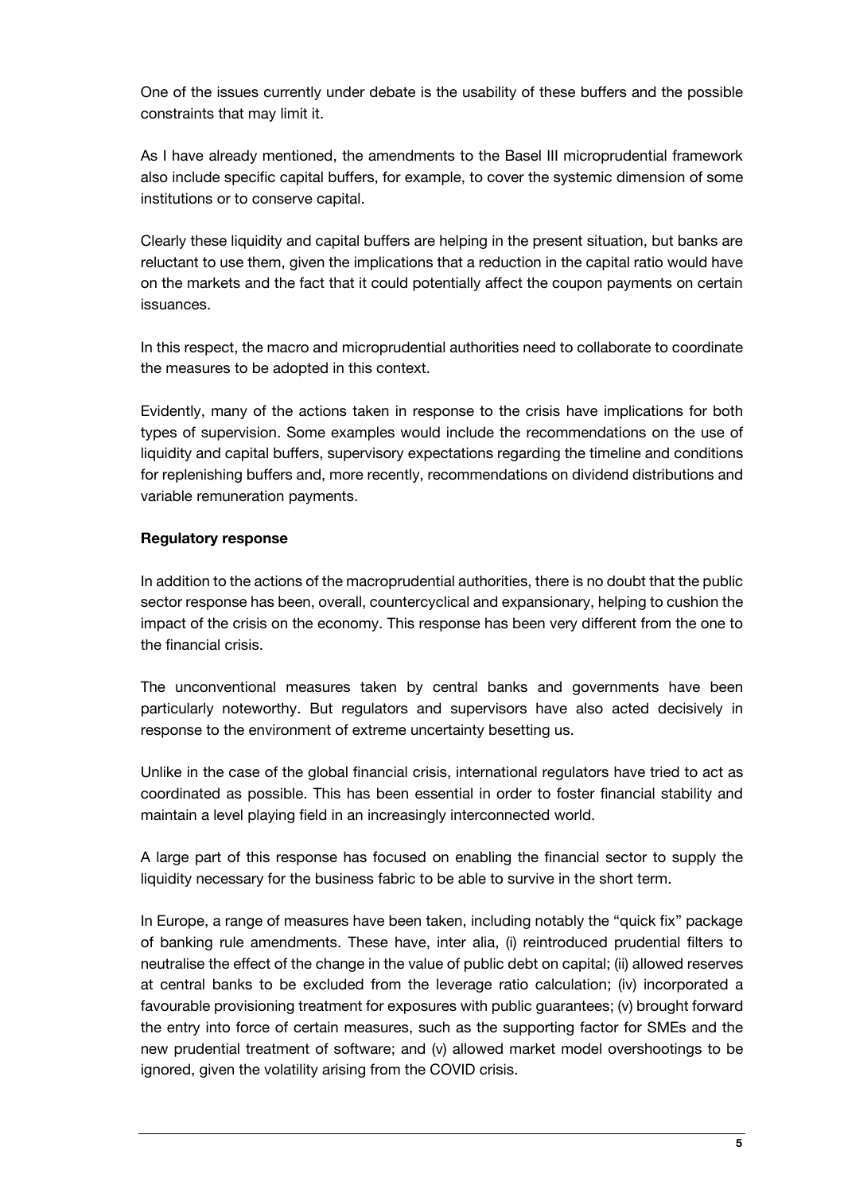One of the issues currently under debate is the usability of these buffers and the possible constraints that may limit it.

As I have already mentioned, the amendments to the Basel III microprudential framework also include specific capital buffers, for example, to cover the systemic dimension of some institutions or to conserve capital.

Clearly these liquidity and capital buffers are helping in the present situation, but banks are reluctant to use them, given the implications that a reduction in the capital ratio would have on the markets and the fact that it could potentially affect the coupon payments on certain issuances.

In this respect, the macro and microprudential authorities need to collaborate to coordinate the measures to be adopted in this context.

Evidently, many of the actions taken in response to the crisis have implications for both types of supervision. Some examples would include the recommendations on the use of liquidity and capital buffers, supervisory expectations regarding the timeline and conditions for replenishing buffers and, more recently, recommendations on dividend distributions and variable remuneration payments.

**Regulatory response**

In addition to the actions of the macroprudential authorities, there is no doubt that the public sector response has been, overall, countercyclical and expansionary, helping to cushion the impact of the crisis on the economy. This response has been very different from the one to the financial crisis.

The unconventional measures taken by central banks and governments have been particularly noteworthy. But regulators and supervisors have also acted decisively in response to the environment of extreme uncertainty besetting us.

Unlike in the case of the global financial crisis, international regulators have tried to act as coordinated as possible. This has been essential in order to foster financial stability and maintain a level playing field in an increasingly interconnected world.

A large part of this response has focused on enabling the financial sector to supply the liquidity necessary for the business fabric to be able to survive in the short term.

In Europe, a range of measures have been taken, including notably the "quick fix" package of banking rule amendments. These have, inter alia, (i) reintroduced prudential filters to neutralise the effect of the change in the value of public debt on capital; (ii) allowed reserves at central banks to be excluded from the leverage ratio calculation; (iv) incorporated a favourable provisioning treatment for exposures with public guarantees; (v) brought forward the entry into force of certain measures, such as the supporting factor for SMEs and the new prudential treatment of software; and (v) allowed market model overshootings to be ignored, given the volatility arising from the COVID crisis.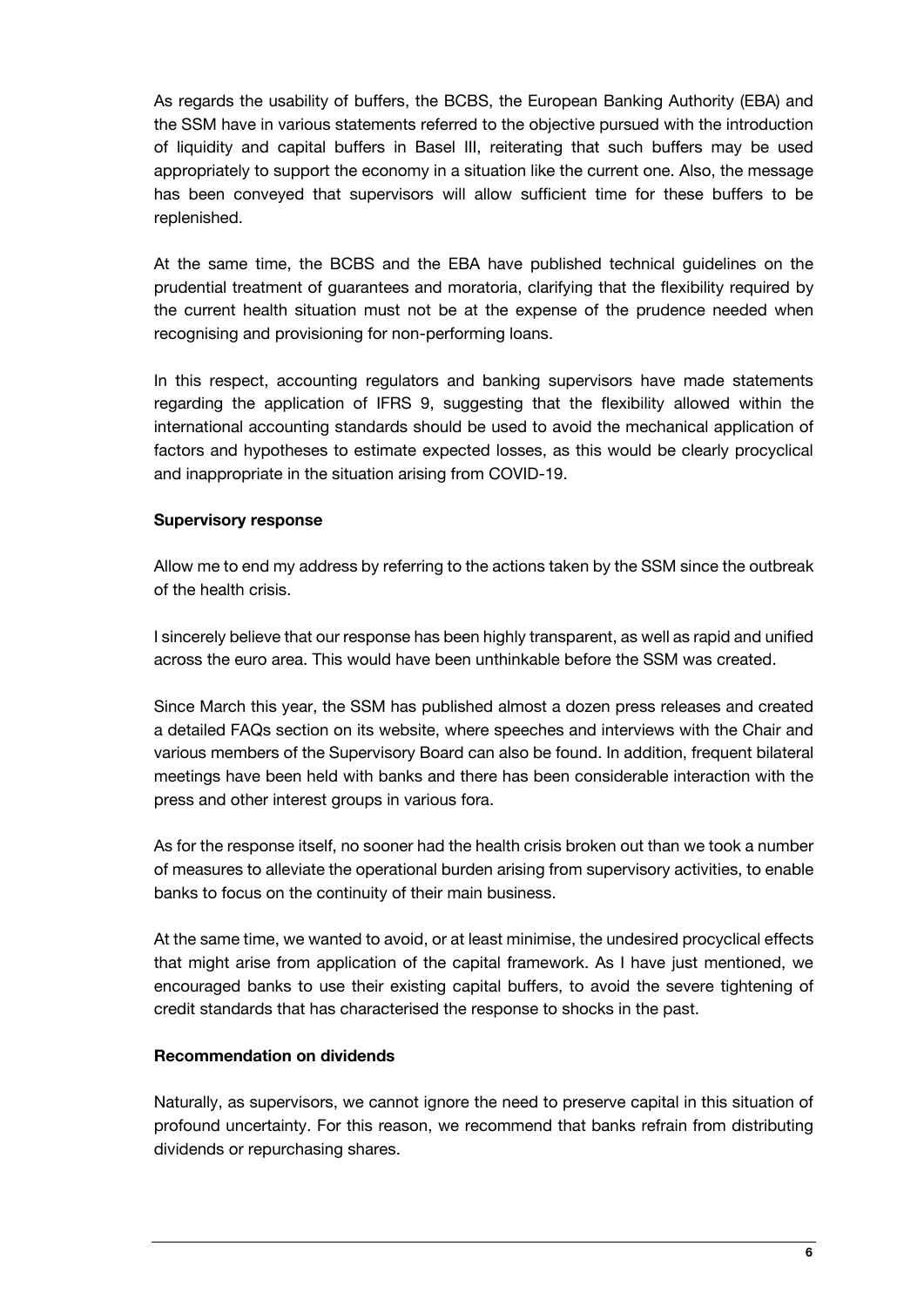As regards the usability of buffers, the BCBS, the European Banking Authority (EBA) and the SSM have in various statements referred to the objective pursued with the introduction of liquidity and capital buffers in Basel III, reiterating that such buffers may be used appropriately to support the economy in a situation like the current one. Also, the message has been conveyed that supervisors will allow sufficient time for these buffers to be replenished.

At the same time, the BCBS and the EBA have published technical guidelines on the prudential treatment of guarantees and moratoria, clarifying that the flexibility required by the current health situation must not be at the expense of the prudence needed when recognising and provisioning for non-performing loans.

In this respect, accounting regulators and banking supervisors have made statements regarding the application of IFRS 9, suggesting that the flexibility allowed within the international accounting standards should be used to avoid the mechanical application of factors and hypotheses to estimate expected losses, as this would be clearly procyclical and inappropriate in the situation arising from COVID-19.

**Supervisory response**

Allow me to end my address by referring to the actions taken by the SSM since the outbreak of the health crisis.

I sincerely believe that our response has been highly transparent, as well as rapid and unified across the euro area. This would have been unthinkable before the SSM was created.

Since March this year, the SSM has published almost a dozen press releases and created a detailed FAQs section on its website, where speeches and interviews with the Chair and various members of the Supervisory Board can also be found. In addition, frequent bilateral meetings have been held with banks and there has been considerable interaction with the press and other interest groups in various fora.

As for the response itself, no sooner had the health crisis broken out than we took a number of measures to alleviate the operational burden arising from supervisory activities, to enable banks to focus on the continuity of their main business.

At the same time, we wanted to avoid, or at least minimise, the undesired procyclical effects that might arise from application of the capital framework. As I have just mentioned, we encouraged banks to use their existing capital buffers, to avoid the severe tightening of credit standards that has characterised the response to shocks in the past.

**Recommendation on dividends**

Naturally, as supervisors, we cannot ignore the need to preserve capital in this situation of profound uncertainty. For this reason, we recommend that banks refrain from distributing dividends or repurchasing shares.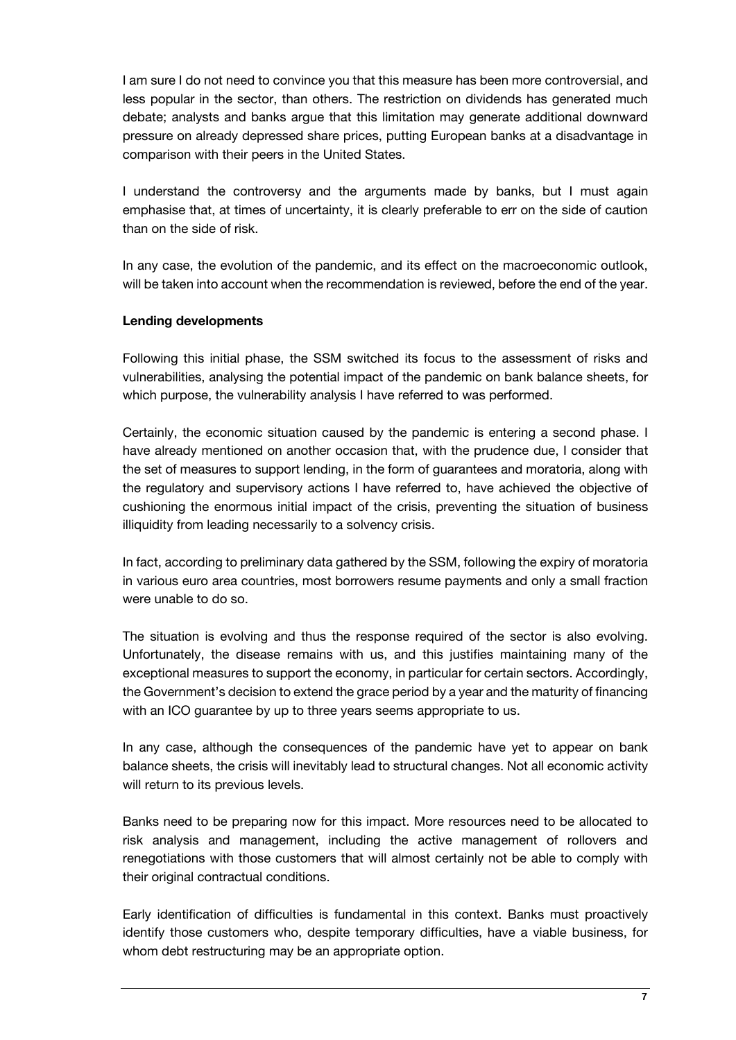I am sure I do not need to convince you that this measure has been more controversial, and less popular in the sector, than others. The restriction on dividends has generated much debate; analysts and banks argue that this limitation may generate additional downward pressure on already depressed share prices, putting European banks at a disadvantage in comparison with their peers in the United States.

I understand the controversy and the arguments made by banks, but I must again emphasise that, at times of uncertainty, it is clearly preferable to err on the side of caution than on the side of risk.

In any case, the evolution of the pandemic, and its effect on the macroeconomic outlook, will be taken into account when the recommendation is reviewed, before the end of the year.

**Lending developments**

Following this initial phase, the SSM switched its focus to the assessment of risks and vulnerabilities, analysing the potential impact of the pandemic on bank balance sheets, for which purpose, the vulnerability analysis I have referred to was performed.

Certainly, the economic situation caused by the pandemic is entering a second phase. I have already mentioned on another occasion that, with the prudence due, I consider that the set of measures to support lending, in the form of guarantees and moratoria, along with the regulatory and supervisory actions I have referred to, have achieved the objective of cushioning the enormous initial impact of the crisis, preventing the situation of business illiquidity from leading necessarily to a solvency crisis.

In fact, according to preliminary data gathered by the SSM, following the expiry of moratoria in various euro area countries, most borrowers resume payments and only a small fraction were unable to do so.

The situation is evolving and thus the response required of the sector is also evolving. Unfortunately, the disease remains with us, and this justifies maintaining many of the exceptional measures to support the economy, in particular for certain sectors. Accordingly, the Government's decision to extend the grace period by a year and the maturity of financing with an ICO guarantee by up to three years seems appropriate to us.

In any case, although the consequences of the pandemic have yet to appear on bank balance sheets, the crisis will inevitably lead to structural changes. Not all economic activity will return to its previous levels.

Banks need to be preparing now for this impact. More resources need to be allocated to risk analysis and management, including the active management of rollovers and renegotiations with those customers that will almost certainly not be able to comply with their original contractual conditions.

Early identification of difficulties is fundamental in this context. Banks must proactively identify those customers who, despite temporary difficulties, have a viable business, for whom debt restructuring may be an appropriate option.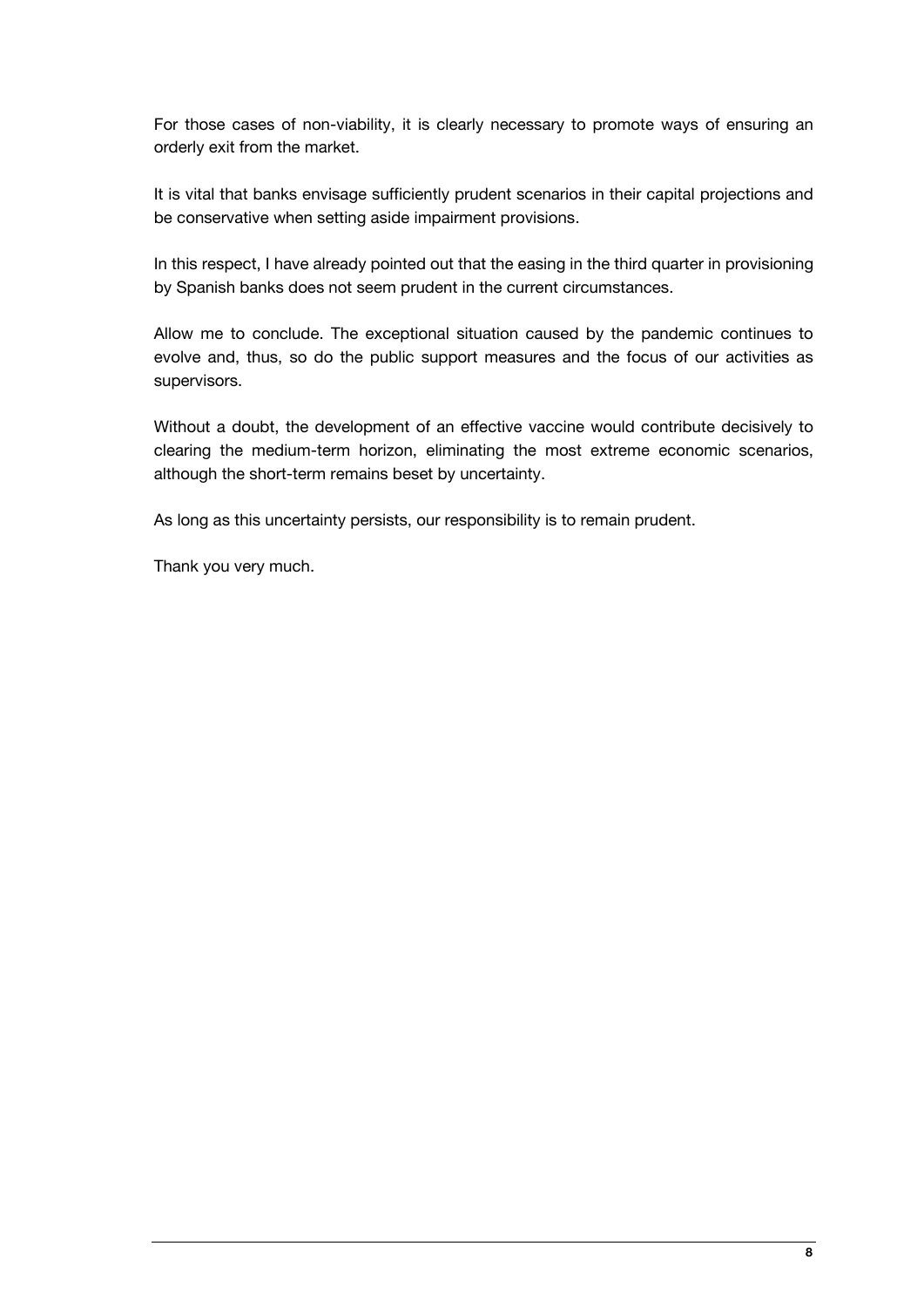For those cases of non-viability, it is clearly necessary to promote ways of ensuring an orderly exit from the market.

It is vital that banks envisage sufficiently prudent scenarios in their capital projections and be conservative when setting aside impairment provisions.

In this respect, I have already pointed out that the easing in the third quarter in provisioning by Spanish banks does not seem prudent in the current circumstances.

Allow me to conclude. The exceptional situation caused by the pandemic continues to evolve and, thus, so do the public support measures and the focus of our activities as supervisors.

Without a doubt, the development of an effective vaccine would contribute decisively to clearing the medium-term horizon, eliminating the most extreme economic scenarios, although the short-term remains beset by uncertainty.

As long as this uncertainty persists, our responsibility is to remain prudent.

Thank you very much.